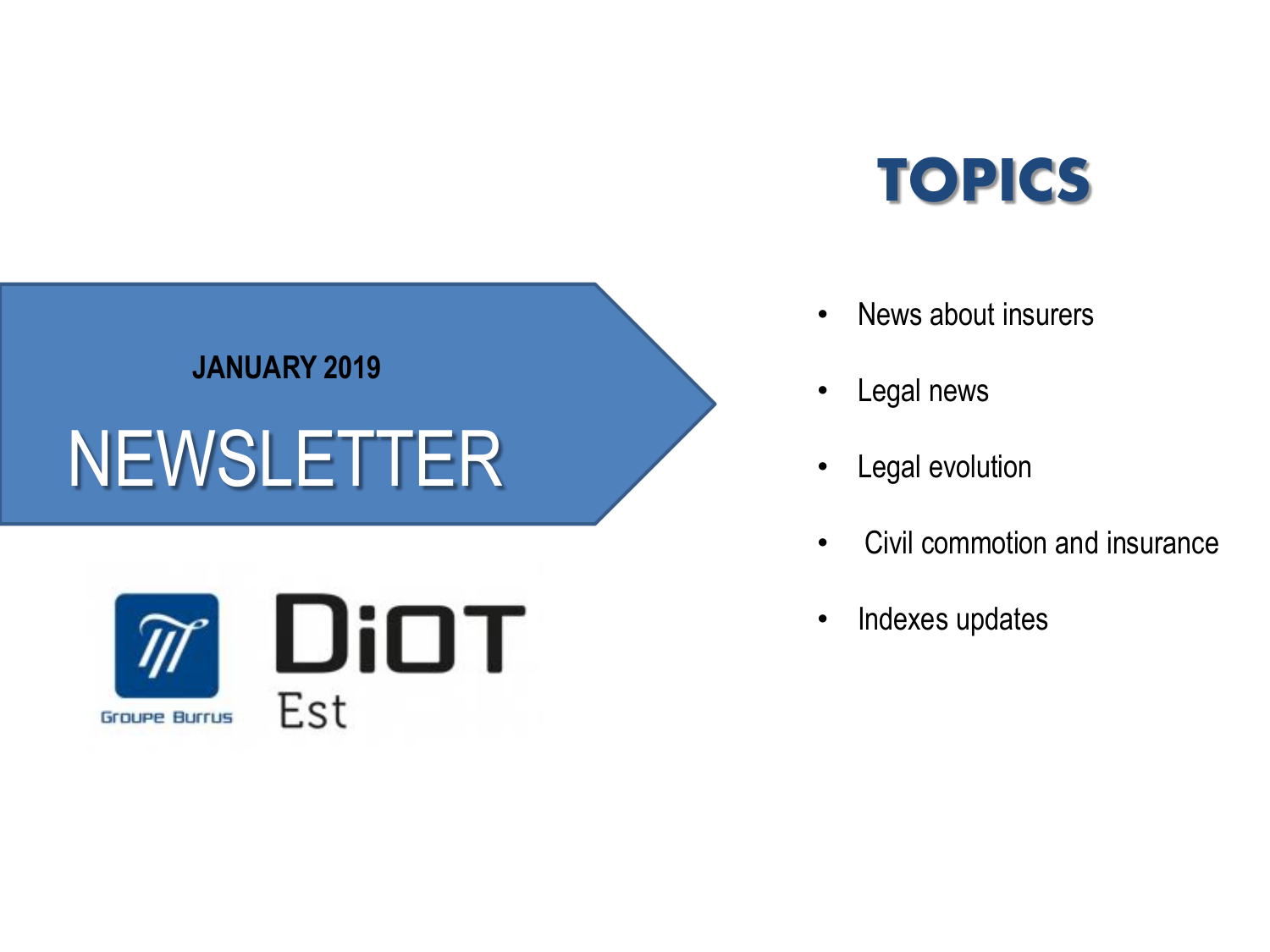**JANUARY 2019**

# NEWSLETTER

Groupe Burrus

DiOT Est

## TOPICS

- News about insurers
- Legal news
- Legal evolution
- Civil commotion and insurance
- Indexes updates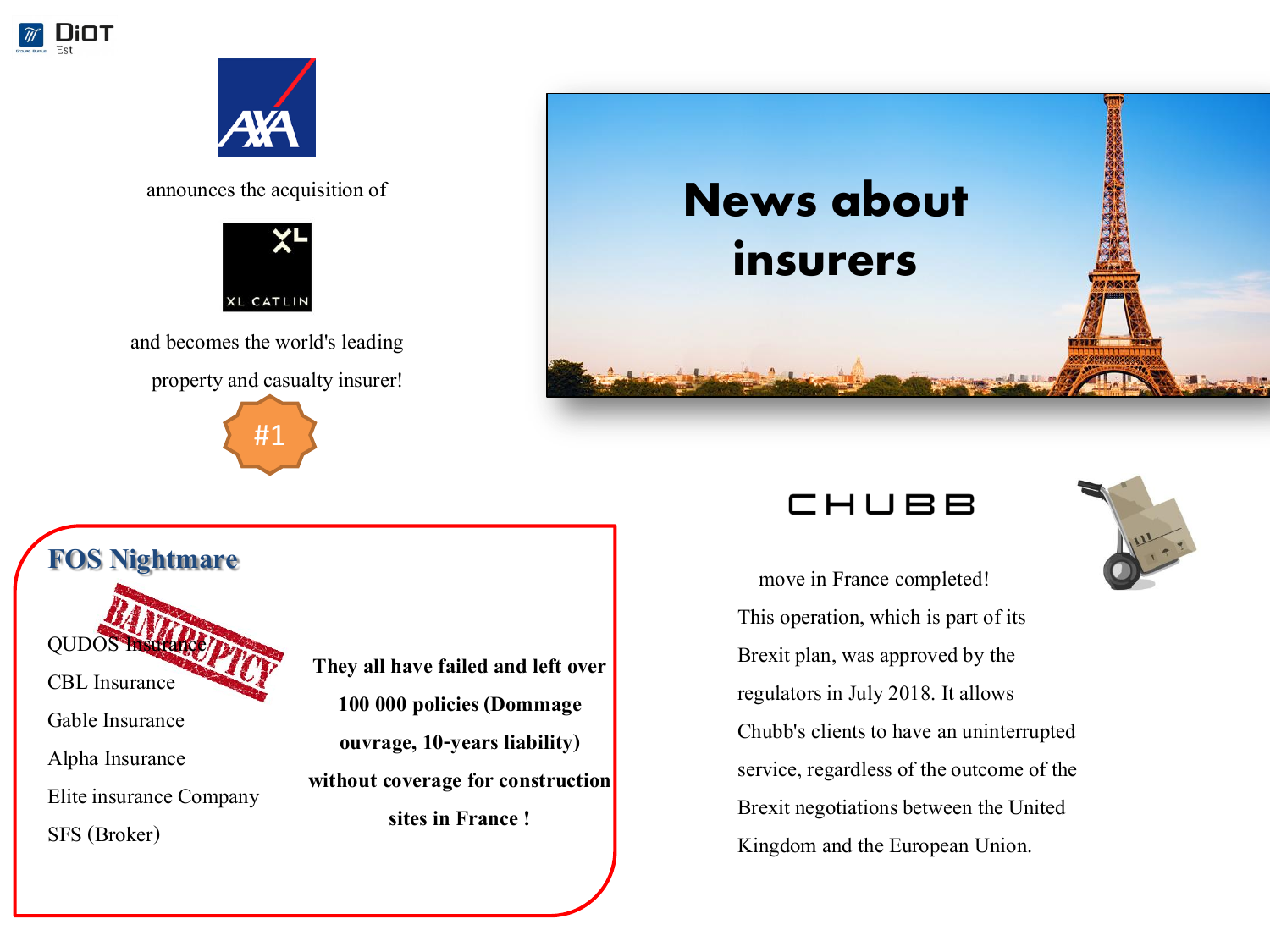# News about insurers

AXA announces the acquisition of XL CATLIN and becomes the world's leading property and casualty insurer!

#1

## FOS Nightmare

BANKRUPTCY

- QUDOS Insurance
- CBL Insurance
- Gable Insurance
- Alpha Insurance
- Elite insurance Company
- SFS (Broker)

**They all have failed and left over 100 000 policies (Dommage ouvrage, 10-years liability) without coverage for construction sites in France !**

CHUBB move in France completed! This operation, which is part of its Brexit plan, was approved by the regulators in July 2018. It allows Chubb's clients to have an uninterrupted service, regardless of the outcome of the Brexit negotiations between the United Kingdom and the European Union.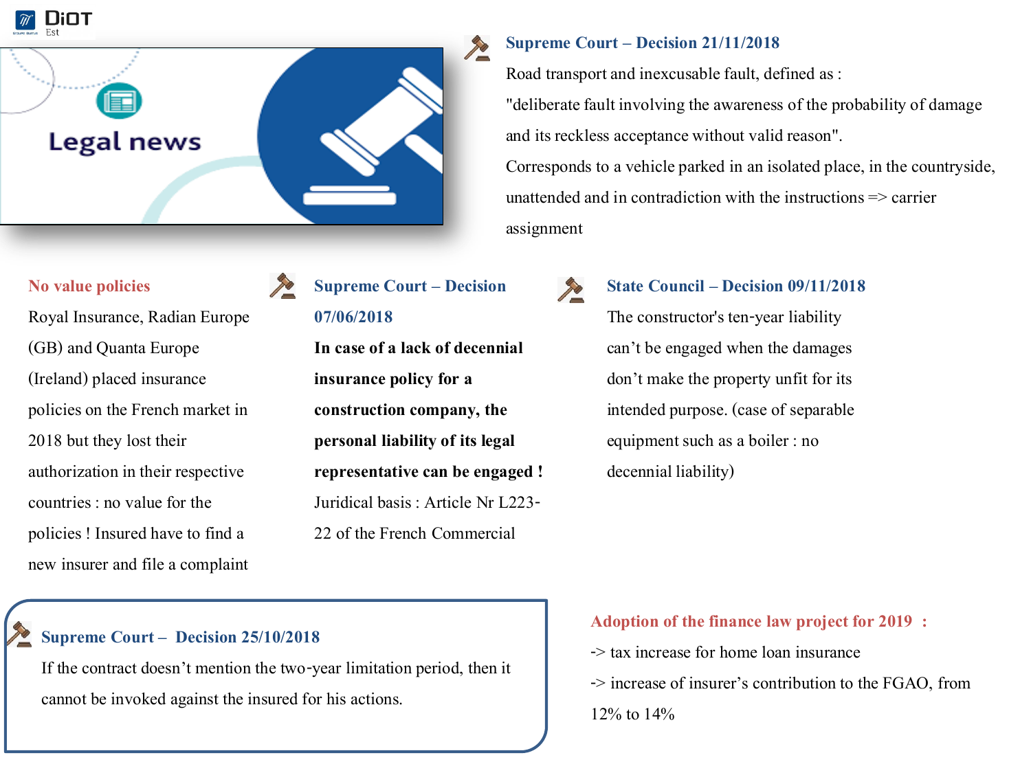# Legal news

### Supreme Court – Decision 21/11/2018

Road transport and inexcusable fault, defined as :

"deliberate fault involving the awareness of the probability of damage and its reckless acceptance without valid reason".

Corresponds to a vehicle parked in an isolated place, in the countryside, unattended and in contradiction with the instructions => carrier assignment

### No value policies

Royal Insurance, Radian Europe (GB) and Quanta Europe (Ireland) placed insurance policies on the French market in 2018 but they lost their authorization in their respective countries : no value for the policies ! Insured have to find a new insurer and file a complaint

### Supreme Court – Decision 07/06/2018

**In case of a lack of decennial insurance policy for a construction company, the personal liability of its legal representative can be engaged !**

Juridical basis : Article Nr L223-22 of the French Commercial

### State Council – Decision 09/11/2018

The constructor's ten-year liability can't be engaged when the damages don't make the property unfit for its intended purpose. (case of separable equipment such as a boiler : no decennial liability)

### Supreme Court – Decision 25/10/2018

If the contract doesn't mention the two-year limitation period, then it cannot be invoked against the insured for his actions.

### Adoption of the finance law project for 2019 :

-> tax increase for home loan insurance

-> increase of insurer's contribution to the FGAO, from 12% to 14%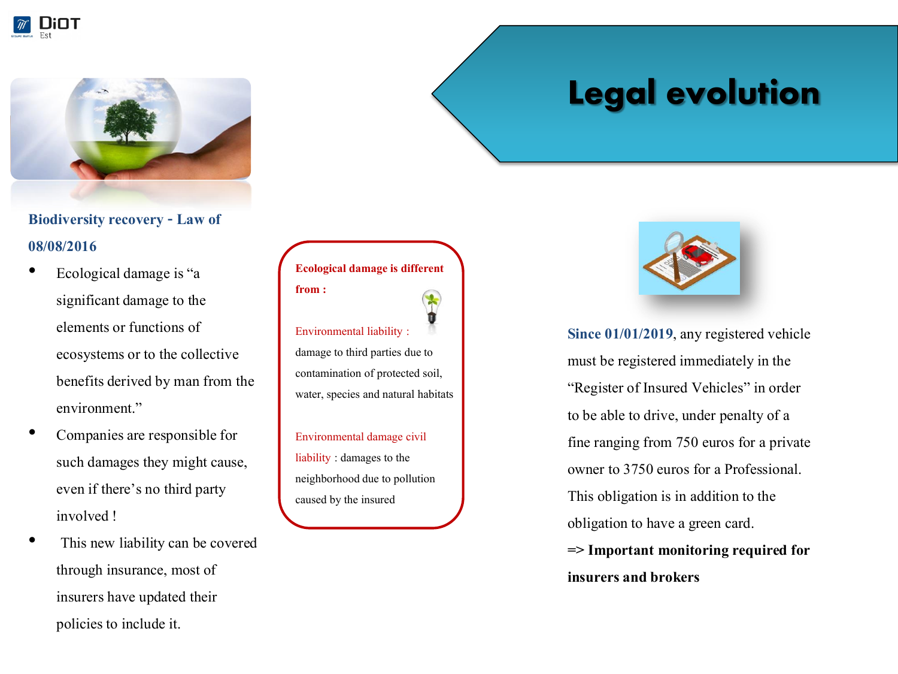# Legal evolution

## Biodiversity recovery - Law of 08/08/2016

- Ecological damage is “a significant damage to the elements or functions of ecosystems or to the collective benefits derived by man from the environment.”
- Companies are responsible for such damages they might cause, even if there’s no third party involved !
- This new liability can be covered through insurance, most of insurers have updated their policies to include it.

**Ecological damage is different from :**

Environmental liability : damage to third parties due to contamination of protected soil, water, species and natural habitats

Environmental damage civil liability : damages to the neighborhood due to pollution caused by the insured

**Since 01/01/2019**, any registered vehicle must be registered immediately in the “Register of Insured Vehicles” in order to be able to drive, under penalty of a fine ranging from 750 euros for a private owner to 3750 euros for a Professional. This obligation is in addition to the obligation to have a green card.

=> **Important monitoring required for insurers and brokers**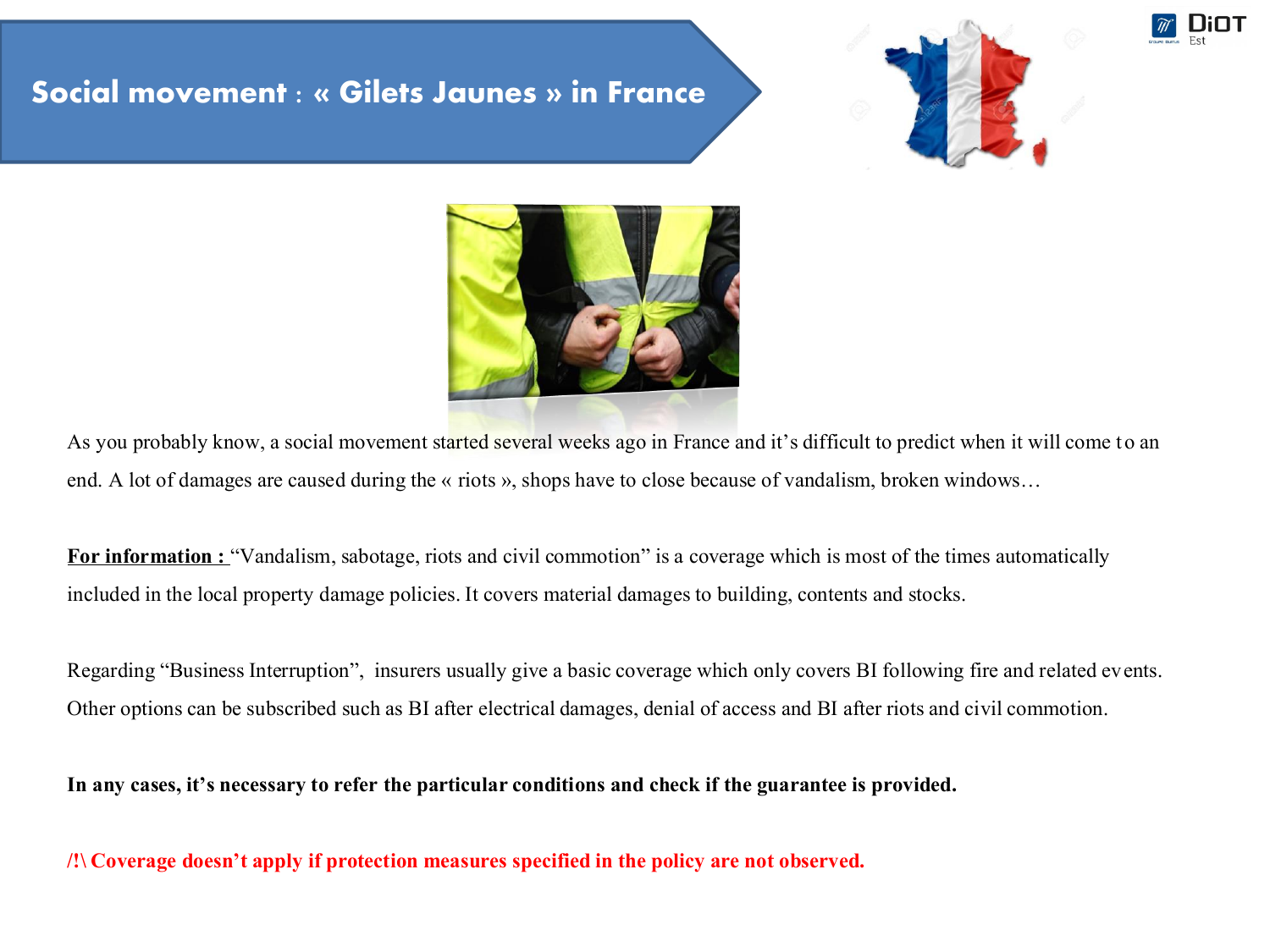# Social movement : « Gilets Jaunes » in France

As you probably know, a social movement started several weeks ago in France and it's difficult to predict when it will come to an end. A lot of damages are caused during the « riots », shops have to close because of vandalism, broken windows…

**<u>For information :</u>** "Vandalism, sabotage, riots and civil commotion" is a coverage which is most of the times automatically included in the local property damage policies. It covers material damages to building, contents and stocks.

Regarding "Business Interruption", insurers usually give a basic coverage which only covers BI following fire and related events. Other options can be subscribed such as BI after electrical damages, denial of access and BI after riots and civil commotion.

**In any cases, it's necessary to refer the particular conditions and check if the guarantee is provided.**

**/!\ Coverage doesn't apply if protection measures specified in the policy are not observed.**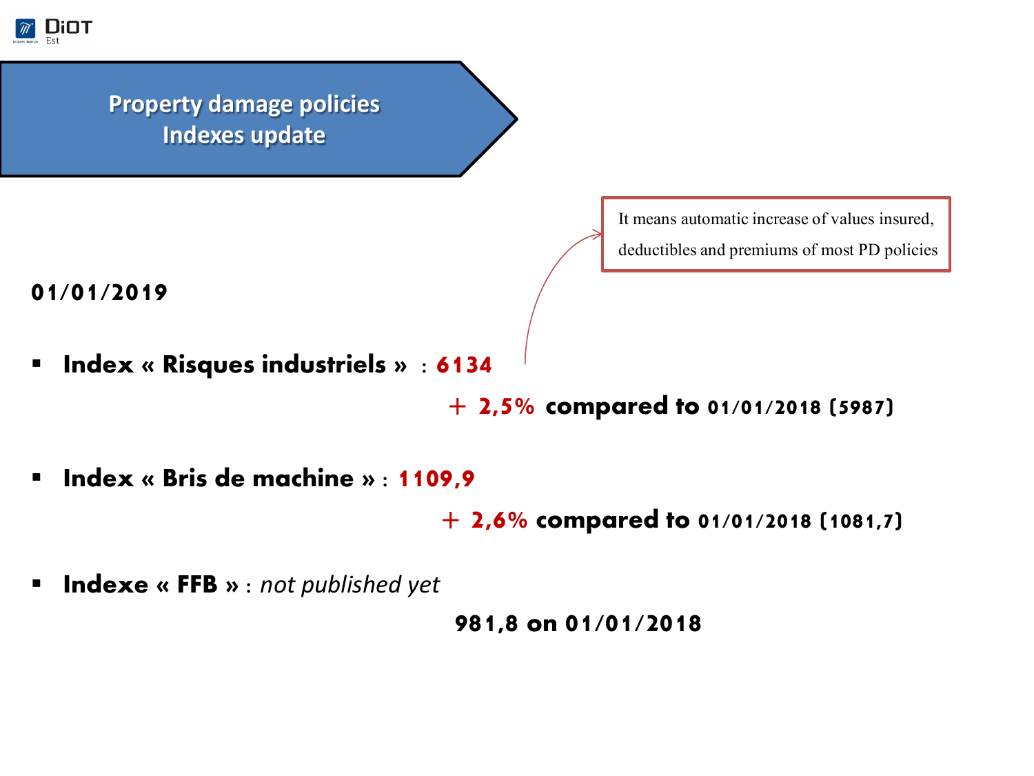# Property damage policies
# Indexes update

> It means automatic increase of values insured, deductibles and premiums of most PD policies

**01/01/2019**

- **Index « Risques industriels » : 6134**

  **+ 2,5% compared to 01/01/2018 (5987)**

- **Index « Bris de machine » : 1109,9**

  **+ 2,6% compared to 01/01/2018 (1081,7)**

- **Indexe « FFB »** : *not published yet*

  **981,8 on 01/01/2018**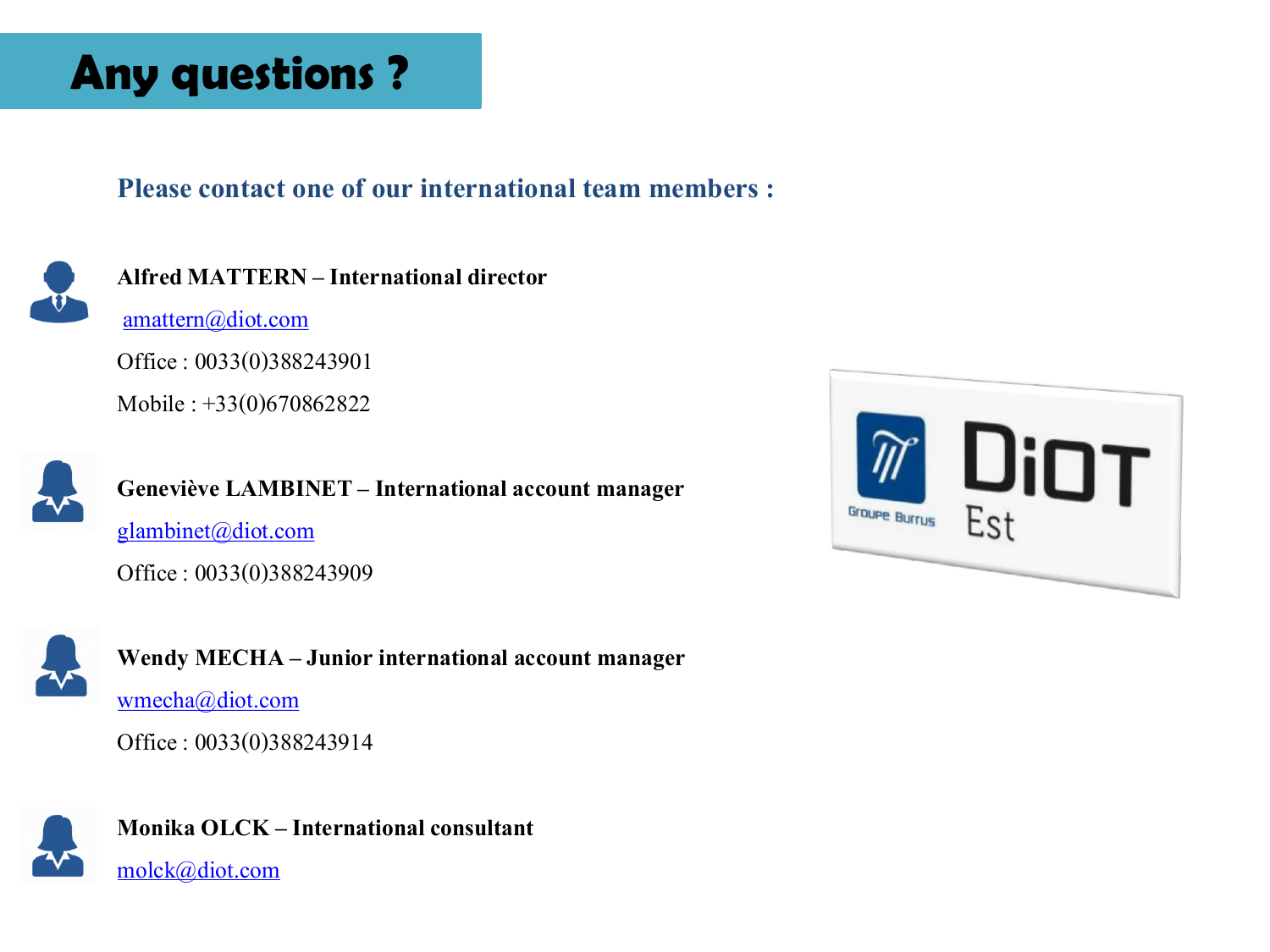# Any questions ?

**Please contact one of our international team members :**

**Alfred MATTERN – International director**

amattern@diot.com

Office : 0033(0)388243901

Mobile : +33(0)670862822

**Geneviève LAMBINET – International account manager**

glambinet@diot.com

Office : 0033(0)388243909

**Wendy MECHA – Junior international account manager**

wmecha@diot.com

Office : 0033(0)388243914

**Monika OLCK – International consultant**

molck@diot.com